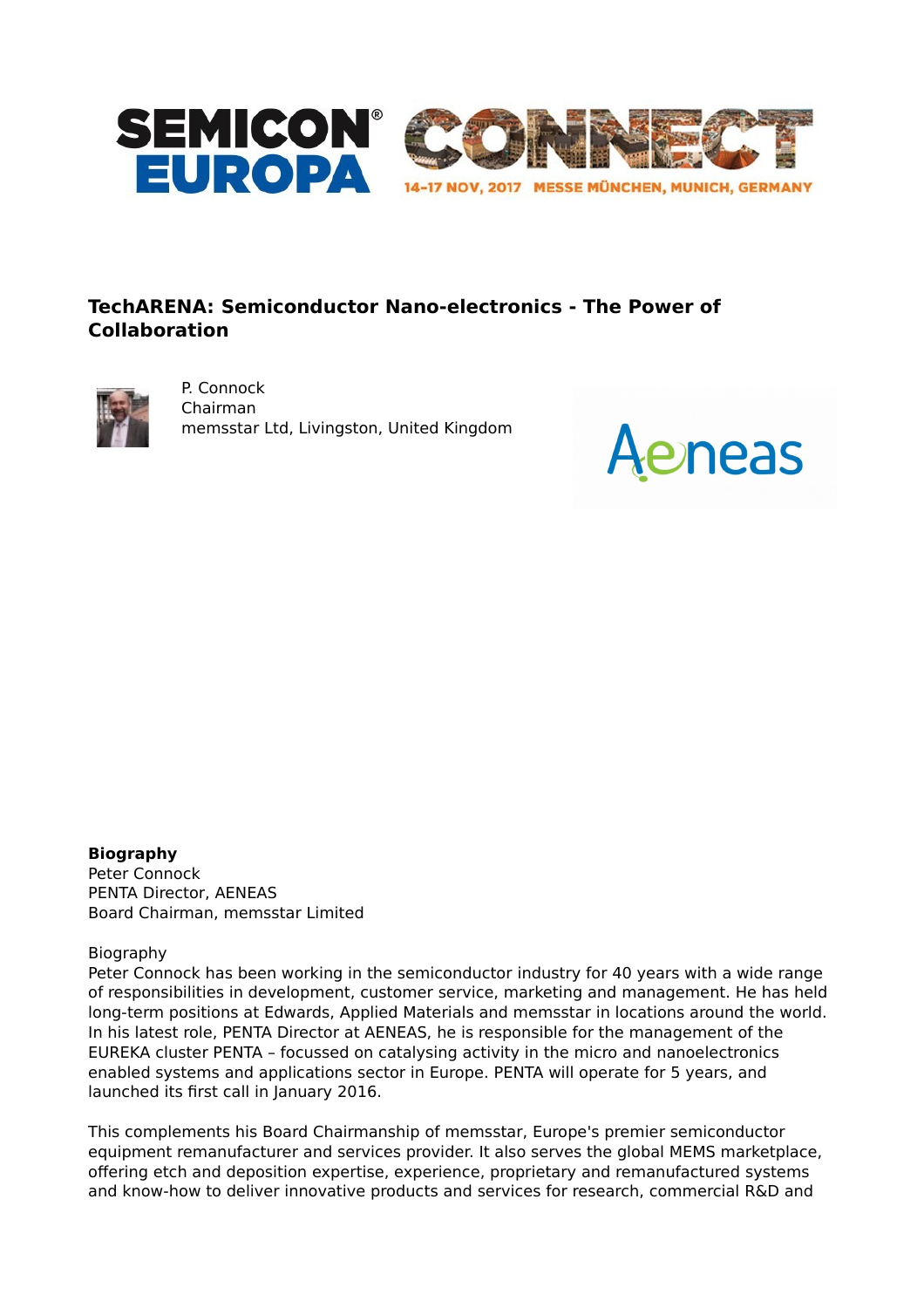SEMICON® EUROPA

CONNECT

14-17 NOV, 2017 MESSE MÜNCHEN, MUNICH, GERMANY

## TechARENA: Semiconductor Nano-electronics - The Power of Collaboration

P. Connock  
Chairman  
memsstar Ltd, Livingston, United Kingdom

Aeneas

**Biography**  
Peter Connock  
PENTA Director, AENEAS  
Board Chairman, memsstar Limited

Biography  
Peter Connock has been working in the semiconductor industry for 40 years with a wide range of responsibilities in development, customer service, marketing and management. He has held long-term positions at Edwards, Applied Materials and memsstar in locations around the world. In his latest role, PENTA Director at AENEAS, he is responsible for the management of the EUREKA cluster PENTA – focussed on catalysing activity in the micro and nanoelectronics enabled systems and applications sector in Europe. PENTA will operate for 5 years, and launched its first call in January 2016.

This complements his Board Chairmanship of memsstar, Europe's premier semiconductor equipment remanufacturer and services provider. It also serves the global MEMS marketplace, offering etch and deposition expertise, experience, proprietary and remanufactured systems and know-how to deliver innovative products and services for research, commercial R&D and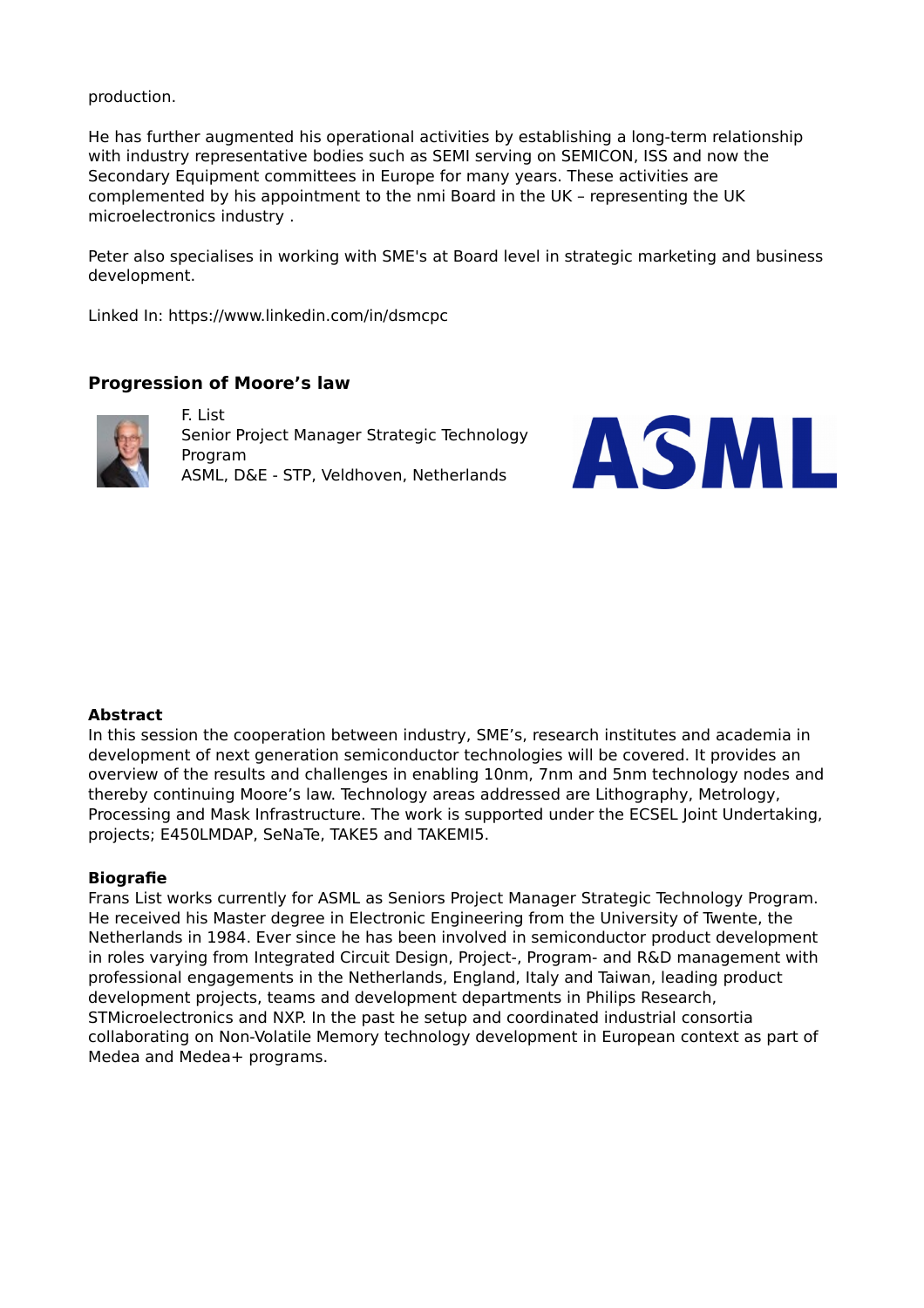production.

He has further augmented his operational activities by establishing a long-term relationship with industry representative bodies such as SEMI serving on SEMICON, ISS and now the Secondary Equipment committees in Europe for many years. These activities are complemented by his appointment to the nmi Board in the UK – representing the UK microelectronics industry .

Peter also specialises in working with SME's at Board level in strategic marketing and business development.

Linked In: https://www.linkedin.com/in/dsmcpc

## Progression of Moore's law

F. List
Senior Project Manager Strategic Technology Program
ASML, D&E - STP, Veldhoven, Netherlands

**Abstract**
In this session the cooperation between industry, SME's, research institutes and academia in development of next generation semiconductor technologies will be covered. It provides an overview of the results and challenges in enabling 10nm, 7nm and 5nm technology nodes and thereby continuing Moore's law. Technology areas addressed are Lithography, Metrology, Processing and Mask Infrastructure. The work is supported under the ECSEL Joint Undertaking, projects; E450LMDAP, SeNaTe, TAKE5 and TAKEMI5.

**Biografie**
Frans List works currently for ASML as Seniors Project Manager Strategic Technology Program. He received his Master degree in Electronic Engineering from the University of Twente, the Netherlands in 1984. Ever since he has been involved in semiconductor product development in roles varying from Integrated Circuit Design, Project-, Program- and R&D management with professional engagements in the Netherlands, England, Italy and Taiwan, leading product development projects, teams and development departments in Philips Research, STMicroelectronics and NXP. In the past he setup and coordinated industrial consortia collaborating on Non-Volatile Memory technology development in European context as part of Medea and Medea+ programs.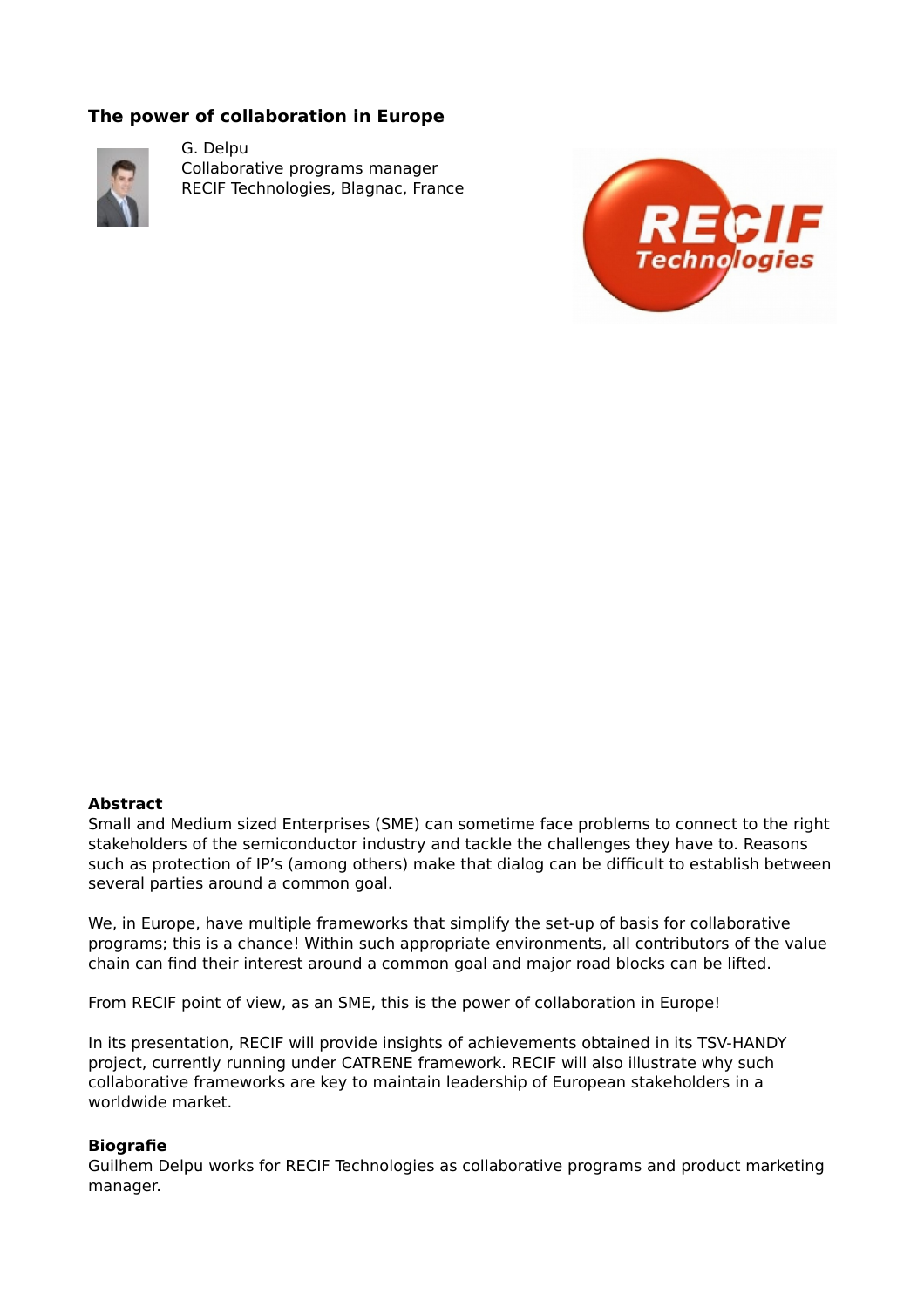## The power of collaboration in Europe

G. Delpu
Collaborative programs manager
RECIF Technologies, Blagnac, France

**Abstract**
Small and Medium sized Enterprises (SME) can sometime face problems to connect to the right stakeholders of the semiconductor industry and tackle the challenges they have to. Reasons such as protection of IP's (among others) make that dialog can be difficult to establish between several parties around a common goal.

We, in Europe, have multiple frameworks that simplify the set-up of basis for collaborative programs; this is a chance! Within such appropriate environments, all contributors of the value chain can find their interest around a common goal and major road blocks can be lifted.

From RECIF point of view, as an SME, this is the power of collaboration in Europe!

In its presentation, RECIF will provide insights of achievements obtained in its TSV-HANDY project, currently running under CATRENE framework. RECIF will also illustrate why such collaborative frameworks are key to maintain leadership of European stakeholders in a worldwide market.

**Biografie**
Guilhem Delpu works for RECIF Technologies as collaborative programs and product marketing manager.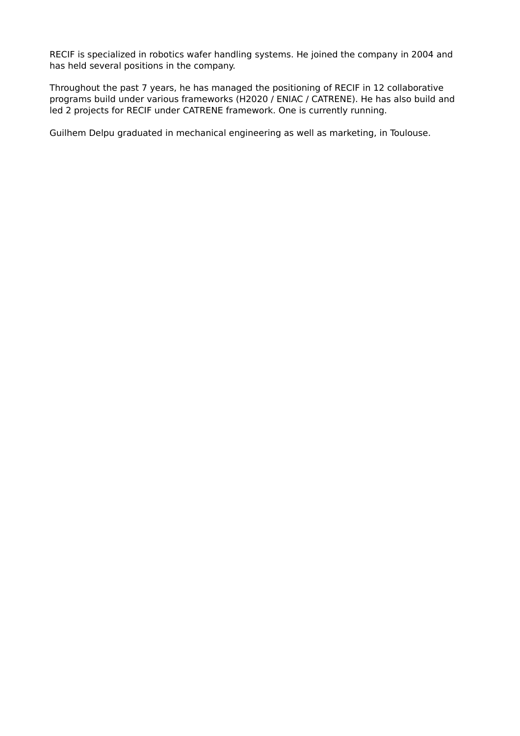RECIF is specialized in robotics wafer handling systems. He joined the company in 2004 and has held several positions in the company.

Throughout the past 7 years, he has managed the positioning of RECIF in 12 collaborative programs build under various frameworks (H2020 / ENIAC / CATRENE). He has also build and led 2 projects for RECIF under CATRENE framework. One is currently running.

Guilhem Delpu graduated in mechanical engineering as well as marketing, in Toulouse.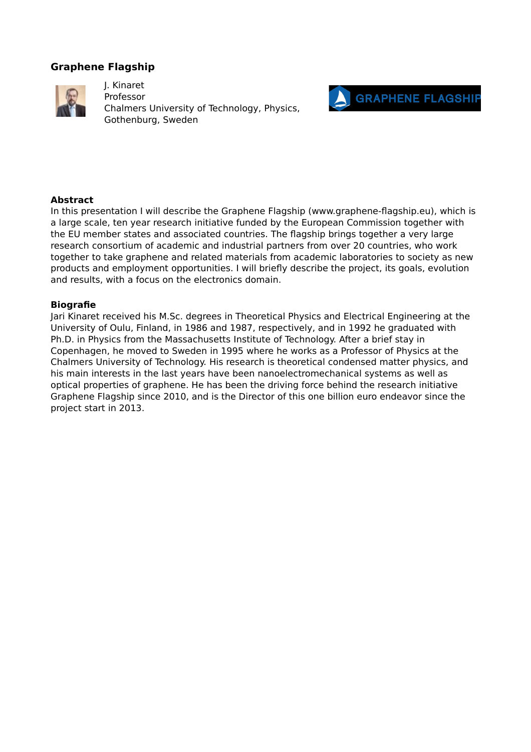## Graphene Flagship

J. Kinaret
Professor
Chalmers University of Technology, Physics,
Gothenburg, Sweden

**Abstract**
In this presentation I will describe the Graphene Flagship (www.graphene-flagship.eu), which is a large scale, ten year research initiative funded by the European Commission together with the EU member states and associated countries. The flagship brings together a very large research consortium of academic and industrial partners from over 20 countries, who work together to take graphene and related materials from academic laboratories to society as new products and employment opportunities. I will briefly describe the project, its goals, evolution and results, with a focus on the electronics domain.

**Biografie**
Jari Kinaret received his M.Sc. degrees in Theoretical Physics and Electrical Engineering at the University of Oulu, Finland, in 1986 and 1987, respectively, and in 1992 he graduated with Ph.D. in Physics from the Massachusetts Institute of Technology. After a brief stay in Copenhagen, he moved to Sweden in 1995 where he works as a Professor of Physics at the Chalmers University of Technology. His research is theoretical condensed matter physics, and his main interests in the last years have been nanoelectromechanical systems as well as optical properties of graphene. He has been the driving force behind the research initiative Graphene Flagship since 2010, and is the Director of this one billion euro endeavor since the project start in 2013.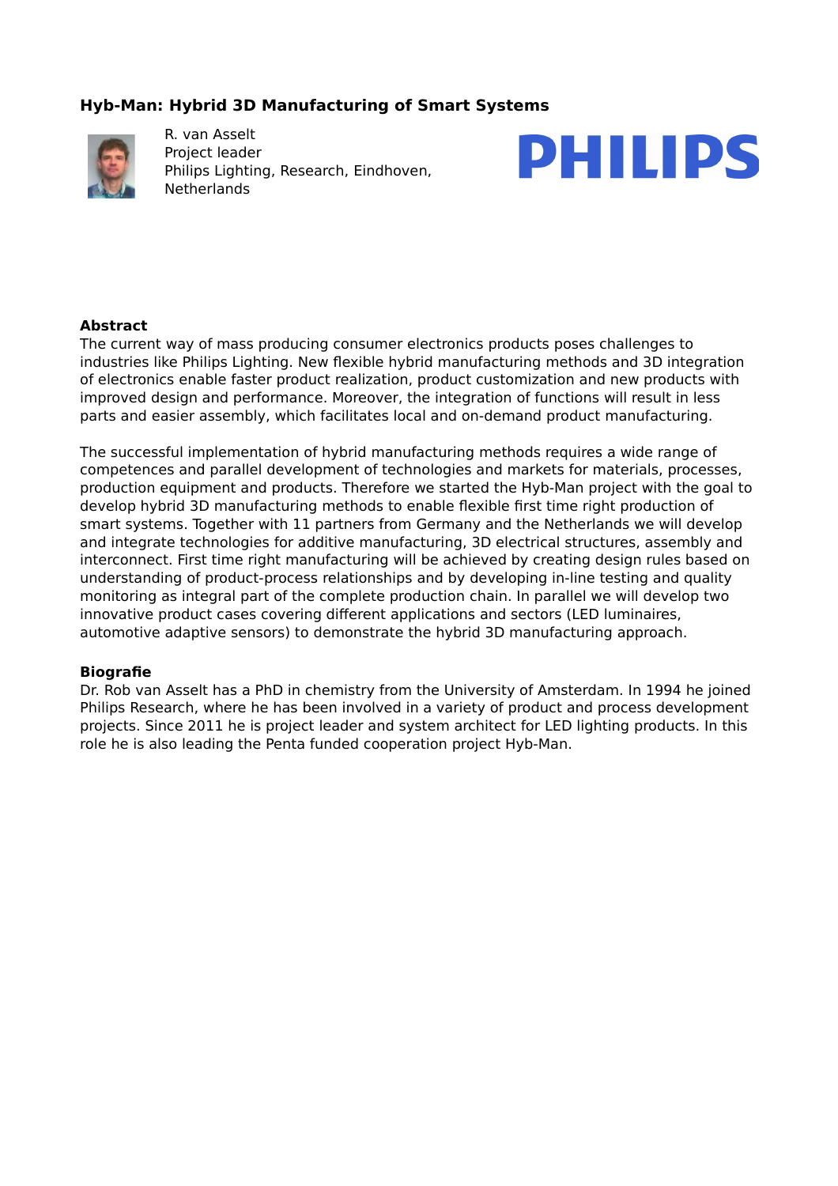## Hyb-Man: Hybrid 3D Manufacturing of Smart Systems

R. van Asselt
Project leader
Philips Lighting, Research, Eindhoven, Netherlands

PHILIPS

**Abstract**
The current way of mass producing consumer electronics products poses challenges to industries like Philips Lighting. New flexible hybrid manufacturing methods and 3D integration of electronics enable faster product realization, product customization and new products with improved design and performance. Moreover, the integration of functions will result in less parts and easier assembly, which facilitates local and on-demand product manufacturing.

The successful implementation of hybrid manufacturing methods requires a wide range of competences and parallel development of technologies and markets for materials, processes, production equipment and products. Therefore we started the Hyb-Man project with the goal to develop hybrid 3D manufacturing methods to enable flexible first time right production of smart systems. Together with 11 partners from Germany and the Netherlands we will develop and integrate technologies for additive manufacturing, 3D electrical structures, assembly and interconnect. First time right manufacturing will be achieved by creating design rules based on understanding of product-process relationships and by developing in-line testing and quality monitoring as integral part of the complete production chain. In parallel we will develop two innovative product cases covering different applications and sectors (LED luminaires, automotive adaptive sensors) to demonstrate the hybrid 3D manufacturing approach.

**Biografie**
Dr. Rob van Asselt has a PhD in chemistry from the University of Amsterdam. In 1994 he joined Philips Research, where he has been involved in a variety of product and process development projects. Since 2011 he is project leader and system architect for LED lighting products. In this role he is also leading the Penta funded cooperation project Hyb-Man.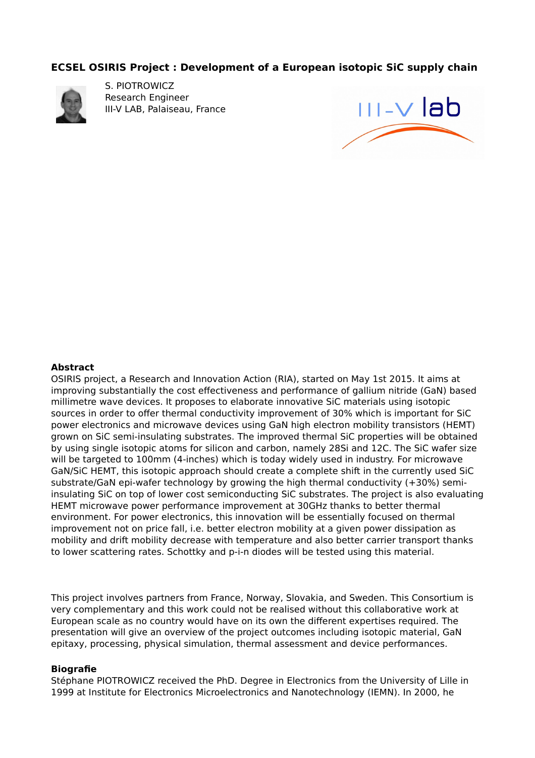**ECSEL OSIRIS Project : Development of a European isotopic SiC supply chain**

S. PIOTROWICZ
Research Engineer
III-V LAB, Palaiseau, France

**Abstract**
OSIRIS project, a Research and Innovation Action (RIA), started on May 1st 2015. It aims at improving substantially the cost effectiveness and performance of gallium nitride (GaN) based millimetre wave devices. It proposes to elaborate innovative SiC materials using isotopic sources in order to offer thermal conductivity improvement of 30% which is important for SiC power electronics and microwave devices using GaN high electron mobility transistors (HEMT) grown on SiC semi-insulating substrates. The improved thermal SiC properties will be obtained by using single isotopic atoms for silicon and carbon, namely 28Si and 12C. The SiC wafer size will be targeted to 100mm (4-inches) which is today widely used in industry. For microwave GaN/SiC HEMT, this isotopic approach should create a complete shift in the currently used SiC substrate/GaN epi-wafer technology by growing the high thermal conductivity (+30%) semi-insulating SiC on top of lower cost semiconducting SiC substrates. The project is also evaluating HEMT microwave power performance improvement at 30GHz thanks to better thermal environment. For power electronics, this innovation will be essentially focused on thermal improvement not on price fall, i.e. better electron mobility at a given power dissipation as mobility and drift mobility decrease with temperature and also better carrier transport thanks to lower scattering rates. Schottky and p-i-n diodes will be tested using this material.

This project involves partners from France, Norway, Slovakia, and Sweden. This Consortium is very complementary and this work could not be realised without this collaborative work at European scale as no country would have on its own the different expertises required. The presentation will give an overview of the project outcomes including isotopic material, GaN epitaxy, processing, physical simulation, thermal assessment and device performances.

**Biografie**
Stéphane PIOTROWICZ received the PhD. Degree in Electronics from the University of Lille in 1999 at Institute for Electronics Microelectronics and Nanotechnology (IEMN). In 2000, he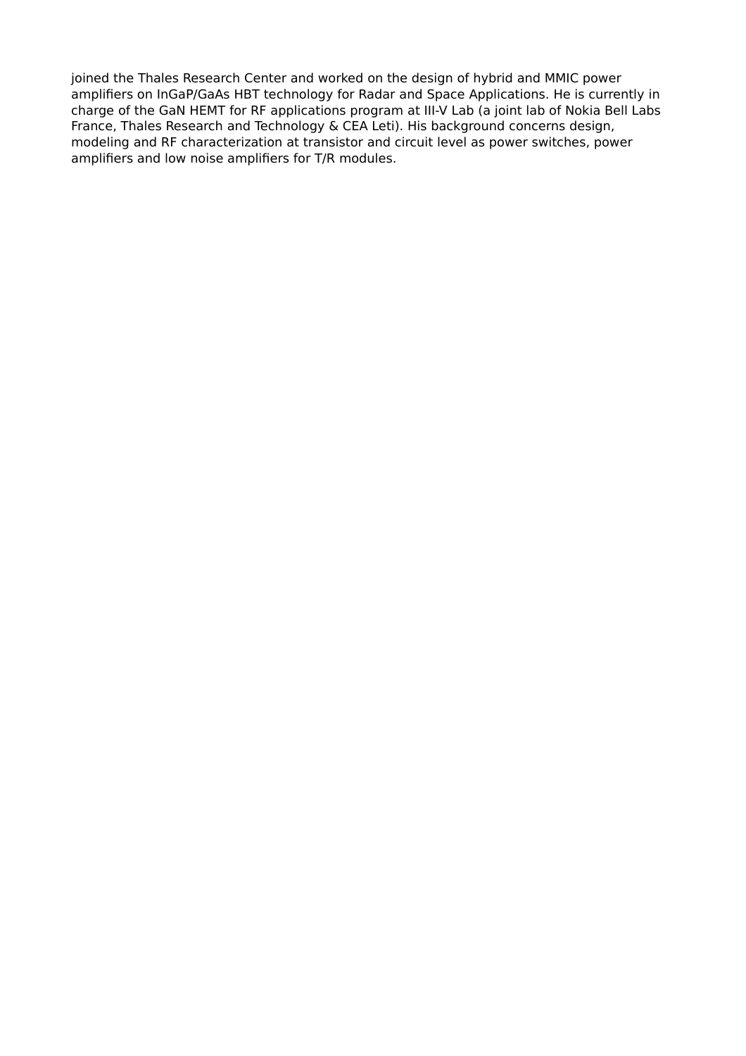joined the Thales Research Center and worked on the design of hybrid and MMIC power amplifiers on InGaP/GaAs HBT technology for Radar and Space Applications. He is currently in charge of the GaN HEMT for RF applications program at III-V Lab (a joint lab of Nokia Bell Labs France, Thales Research and Technology & CEA Leti). His background concerns design, modeling and RF characterization at transistor and circuit level as power switches, power amplifiers and low noise amplifiers for T/R modules.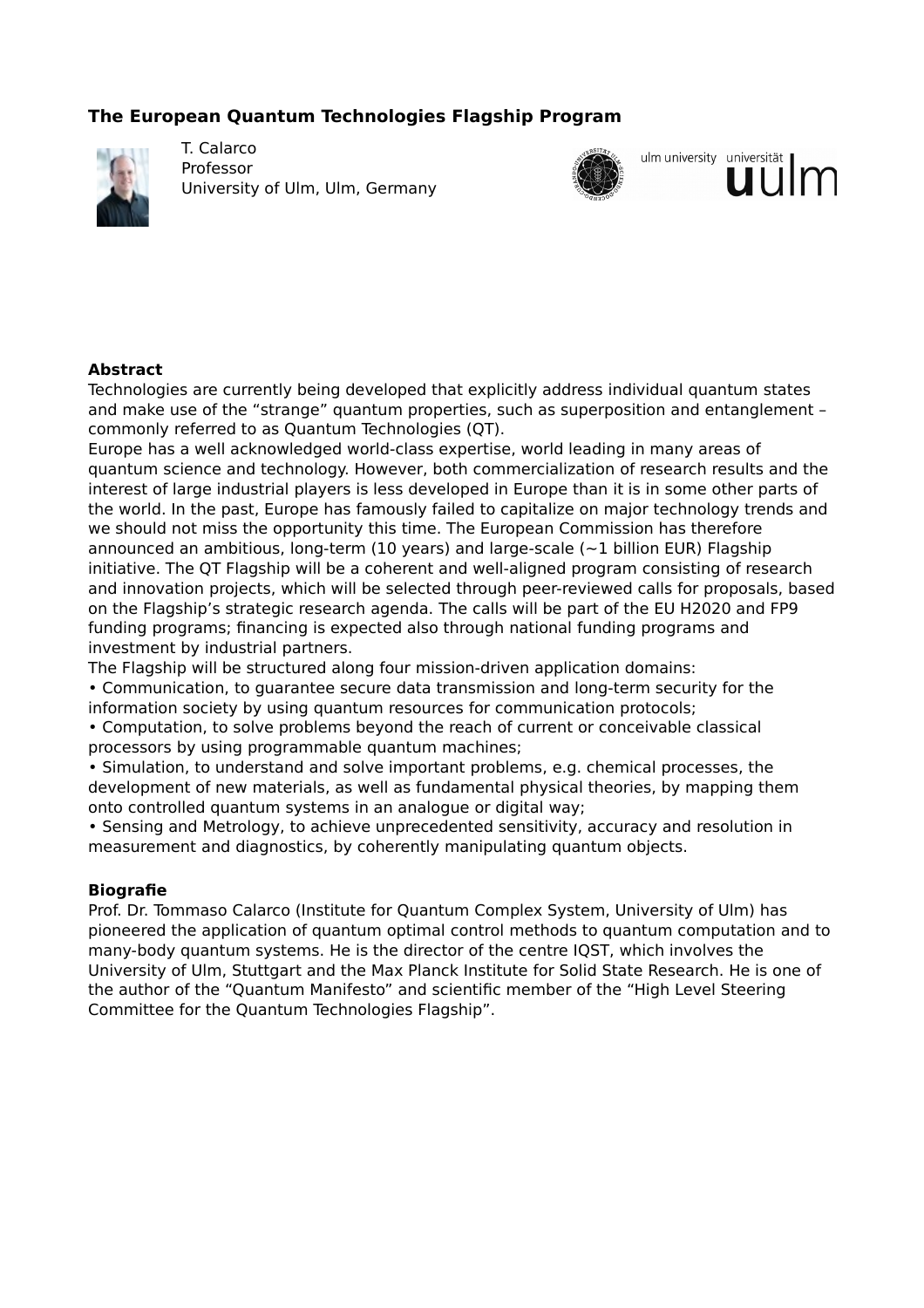## The European Quantum Technologies Flagship Program

T. Calarco
Professor
University of Ulm, Ulm, Germany

ulm university universität uulm

**Abstract**

Technologies are currently being developed that explicitly address individual quantum states and make use of the “strange” quantum properties, such as superposition and entanglement – commonly referred to as Quantum Technologies (QT).

Europe has a well acknowledged world-class expertise, world leading in many areas of quantum science and technology. However, both commercialization of research results and the interest of large industrial players is less developed in Europe than it is in some other parts of the world. In the past, Europe has famously failed to capitalize on major technology trends and we should not miss the opportunity this time. The European Commission has therefore announced an ambitious, long-term (10 years) and large-scale (~1 billion EUR) Flagship initiative. The QT Flagship will be a coherent and well-aligned program consisting of research and innovation projects, which will be selected through peer-reviewed calls for proposals, based on the Flagship’s strategic research agenda. The calls will be part of the EU H2020 and FP9 funding programs; financing is expected also through national funding programs and investment by industrial partners.

The Flagship will be structured along four mission-driven application domains:

- Communication, to guarantee secure data transmission and long-term security for the information society by using quantum resources for communication protocols;
- Computation, to solve problems beyond the reach of current or conceivable classical processors by using programmable quantum machines;
- Simulation, to understand and solve important problems, e.g. chemical processes, the development of new materials, as well as fundamental physical theories, by mapping them onto controlled quantum systems in an analogue or digital way;
- Sensing and Metrology, to achieve unprecedented sensitivity, accuracy and resolution in measurement and diagnostics, by coherently manipulating quantum objects.

**Biografie**

Prof. Dr. Tommaso Calarco (Institute for Quantum Complex System, University of Ulm) has pioneered the application of quantum optimal control methods to quantum computation and to many-body quantum systems. He is the director of the centre IQST, which involves the University of Ulm, Stuttgart and the Max Planck Institute for Solid State Research. He is one of the author of the “Quantum Manifesto” and scientific member of the “High Level Steering Committee for the Quantum Technologies Flagship”.